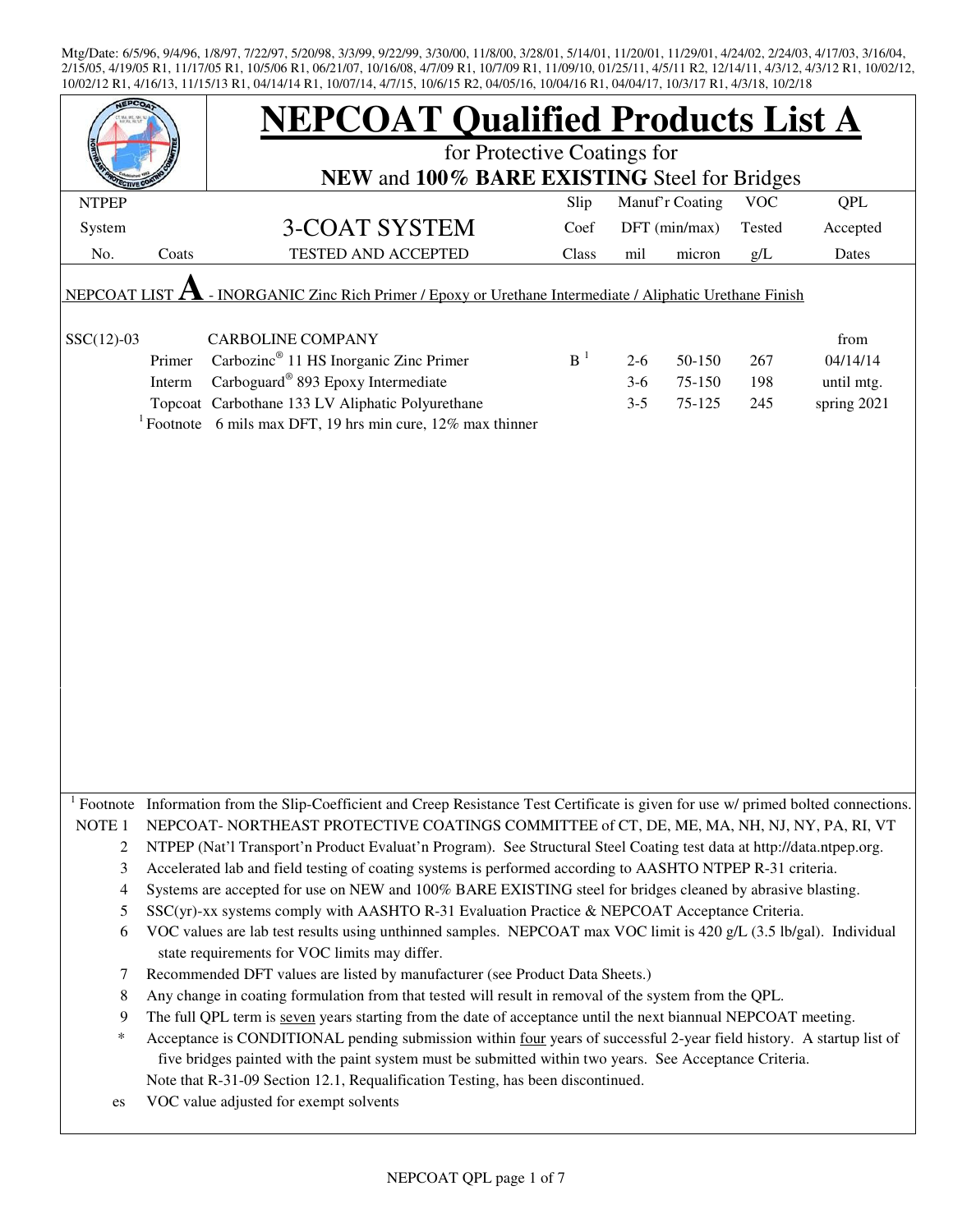Mtg/Date: 6/5/96, 9/4/96, 1/8/97, 7/22/97, 5/20/98, 3/3/99, 9/22/99, 3/30/00, 11/8/00, 3/28/01, 5/14/01, 11/20/01, 11/29/01, 4/24/02, 2/24/03, 4/17/03, 3/16/04, 2/15/05, 4/19/05 R1, 11/17/05 R1, 10/5/06 R1, 06/21/07, 10/16/08, 4/7/09 R1, 10/7/09 R1, 11/09/10, 01/25/11, 4/5/11 R2, 12/14/11, 4/3/12, 4/3/12 R1, 10/02/12, 10/02/12 R1, 4/16/13, 11/15/13 R1, 04/14/14 R1, 10/07/14, 4/7/15, 10/6/15 R2, 04/05/16, 10/04/16 R1, 04/04/17, 10/3/17 R1, 4/3/18, 10/2/18

# NEPCOAT Qualified Products List A

for Protective Coatings for
**NEW** and **100% BARE EXISTING** Steel for Bridges

| NTPEP System No. | Coats | 3-COAT SYSTEM TESTED AND ACCEPTED | Slip Coef Class | Manuf'r Coating DFT (min/max) mil | micron | VOC Tested g/L | QPL Accepted Dates |
|---|---|---|---|---|---|---|---|
| NEPCOAT LIST **A** - INORGANIC Zinc Rich Primer / Epoxy or Urethane Intermediate / Aliphatic Urethane Finish | | | | | | | |
| SSC(12)-03 | | CARBOLINE COMPANY | | | | | from |
| | Primer | Carbozinc® 11 HS Inorganic Zinc Primer | B [1] | 2-6 | 50-150 | 267 | 04/14/14 |
| | Interm | Carboguard® 893 Epoxy Intermediate | | 3-6 | 75-150 | 198 | until mtg. |
| | Topcoat | Carbothane 133 LV Aliphatic Polyurethane | | 3-5 | 75-125 | 245 | spring 2021 |
| | [1] Footnote | 6 mils max DFT, 19 hrs min cure, 12% max thinner | | | | | |

[1] Footnote Information from the Slip-Coefficient and Creep Resistance Test Certificate is given for use w/ primed bolted connections.

NOTE 1 NEPCOAT- NORTHEAST PROTECTIVE COATINGS COMMITTEE of CT, DE, ME, MA, NH, NJ, NY, PA, RI, VT

2 NTPEP (Nat'l Transport'n Product Evaluat'n Program). See Structural Steel Coating test data at http://data.ntpep.org.

3 Accelerated lab and field testing of coating systems is performed according to AASHTO NTPEP R-31 criteria.

4 Systems are accepted for use on NEW and 100% BARE EXISTING steel for bridges cleaned by abrasive blasting.

5 SSC(yr)-xx systems comply with AASHTO R-31 Evaluation Practice & NEPCOAT Acceptance Criteria.

6 VOC values are lab test results using unthinned samples. NEPCOAT max VOC limit is 420 g/L (3.5 lb/gal). Individual state requirements for VOC limits may differ.

7 Recommended DFT values are listed by manufacturer (see Product Data Sheets.)

8 Any change in coating formulation from that tested will result in removal of the system from the QPL.

9 The full QPL term is seven years starting from the date of acceptance until the next biannual NEPCOAT meeting.

\* Acceptance is CONDITIONAL pending submission within four years of successful 2-year field history. A startup list of five bridges painted with the paint system must be submitted within two years. See Acceptance Criteria.

Note that R-31-09 Section 12.1, Requalification Testing, has been discontinued.

es VOC value adjusted for exempt solvents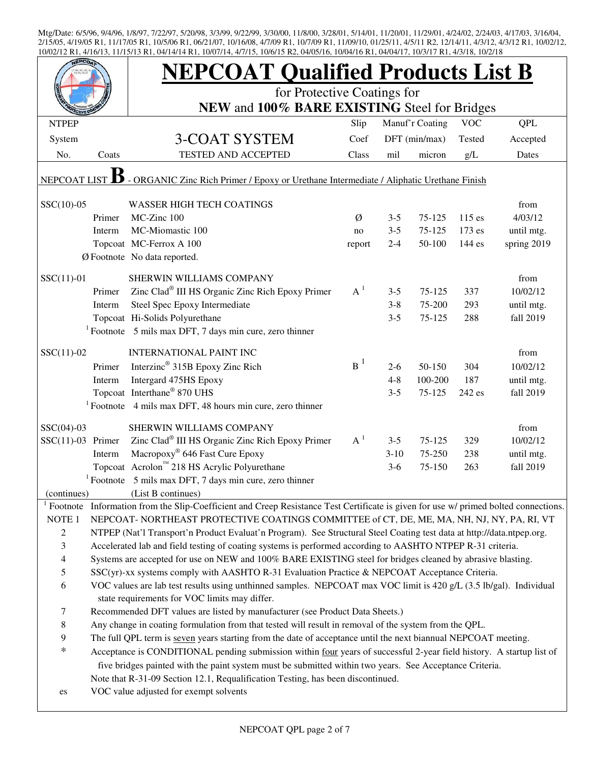Mtg/Date: 6/5/96, 9/4/96, 1/8/97, 7/22/97, 5/20/98, 3/3/99, 9/22/99, 3/30/00, 11/8/00, 3/28/01, 5/14/01, 11/20/01, 11/29/01, 4/24/02, 2/24/03, 4/17/03, 3/16/04, 2/15/05, 4/19/05 R1, 11/17/05 R1, 10/5/06 R1, 06/21/07, 10/16/08, 4/7/09 R1, 10/7/09 R1, 11/09/10, 01/25/11, 4/5/11 R2, 12/14/11, 4/3/12, 4/3/12 R1, 10/02/12, 10/02/12 R1, 4/16/13, 11/15/13 R1, 04/14/14 R1, 10/07/14, 4/7/15, 10/6/15 R2, 04/05/16, 10/04/16 R1, 04/04/17, 10/3/17 R1, 4/3/18, 10/2/18

# NEPCOAT Qualified Products List B

for Protective Coatings for
**NEW** and **100% BARE EXISTING** Steel for Bridges

| NTPEP System No. | Coats | 3-COAT SYSTEM TESTED AND ACCEPTED | Slip Coef Class | Manuf'r Coating DFT (min/max) mil | micron | VOC Tested g/L | QPL Accepted Dates |
|---|---|---|---|---|---|---|---|
| NEPCOAT LIST **B** - ORGANIC Zinc Rich Primer / Epoxy or Urethane Intermediate / Aliphatic Urethane Finish | | | | | | | |
| SSC(10)-05 | | WASSER HIGH TECH COATINGS | | | | | from |
| | Primer | MC-Zinc 100 | Ø | 3-5 | 75-125 | 115 es | 4/03/12 |
| | Interm | MC-Miomastic 100 | no | 3-5 | 75-125 | 173 es | until mtg. |
| | Topcoat | MC-Ferrox A 100 | report | 2-4 | 50-100 | 144 es | spring 2019 |
| | Ø Footnote | No data reported. | | | | | |
| SSC(11)-01 | | SHERWIN WILLIAMS COMPANY | | | | | from |
| | Primer | Zinc Clad® III HS Organic Zinc Rich Epoxy Primer | A [1] | 3-5 | 75-125 | 337 | 10/02/12 |
| | Interm | Steel Spec Epoxy Intermediate | | 3-8 | 75-200 | 293 | until mtg. |
| | Topcoat | Hi-Solids Polyurethane | | 3-5 | 75-125 | 288 | fall 2019 |
| | [1] Footnote | 5 mils max DFT, 7 days min cure, zero thinner | | | | | |
| SSC(11)-02 | | INTERNATIONAL PAINT INC | | | | | from |
| | Primer | Interzinc® 315B Epoxy Zinc Rich | B [1] | 2-6 | 50-150 | 304 | 10/02/12 |
| | Interm | Intergard 475HS Epoxy | | 4-8 | 100-200 | 187 | until mtg. |
| | Topcoat | Interthane® 870 UHS | | 3-5 | 75-125 | 242 es | fall 2019 |
| | [1] Footnote | 4 mils max DFT, 48 hours min cure, zero thinner | | | | | |
| SSC(04)-03 | | SHERWIN WILLIAMS COMPANY | | | | | from |
| SSC(11)-03 | Primer | Zinc Clad® III HS Organic Zinc Rich Epoxy Primer | A [1] | 3-5 | 75-125 | 329 | 10/02/12 |
| | Interm | Macropoxy® 646 Fast Cure Epoxy | | 3-10 | 75-250 | 238 | until mtg. |
| | Topcoat | Acrolon™ 218 HS Acrylic Polyurethane | | 3-6 | 75-150 | 263 | fall 2019 |
| | [1] Footnote | 5 mils max DFT, 7 days min cure, zero thinner | | | | | |
| (continues) | | (List B continues) | | | | | |

[1] Footnote Information from the Slip-Coefficient and Creep Resistance Test Certificate is given for use w/ primed bolted connections.

NOTE 1 NEPCOAT- NORTHEAST PROTECTIVE COATINGS COMMITTEE of CT, DE, ME, MA, NH, NJ, NY, PA, RI, VT

2 NTPEP (Nat'l Transport'n Product Evaluat'n Program). See Structural Steel Coating test data at http://data.ntpep.org.

3 Accelerated lab and field testing of coating systems is performed according to AASHTO NTPEP R-31 criteria.

4 Systems are accepted for use on NEW and 100% BARE EXISTING steel for bridges cleaned by abrasive blasting.

5 SSC(yr)-xx systems comply with AASHTO R-31 Evaluation Practice & NEPCOAT Acceptance Criteria.

6 VOC values are lab test results using unthinned samples. NEPCOAT max VOC limit is 420 g/L (3.5 lb/gal). Individual state requirements for VOC limits may differ.

7 Recommended DFT values are listed by manufacturer (see Product Data Sheets.)

8 Any change in coating formulation from that tested will result in removal of the system from the QPL.

9 The full QPL term is seven years starting from the date of acceptance until the next biannual NEPCOAT meeting.

* Acceptance is CONDITIONAL pending submission within four years of successful 2-year field history. A startup list of five bridges painted with the paint system must be submitted within two years. See Acceptance Criteria.
Note that R-31-09 Section 12.1, Requalification Testing, has been discontinued.

es VOC value adjusted for exempt solvents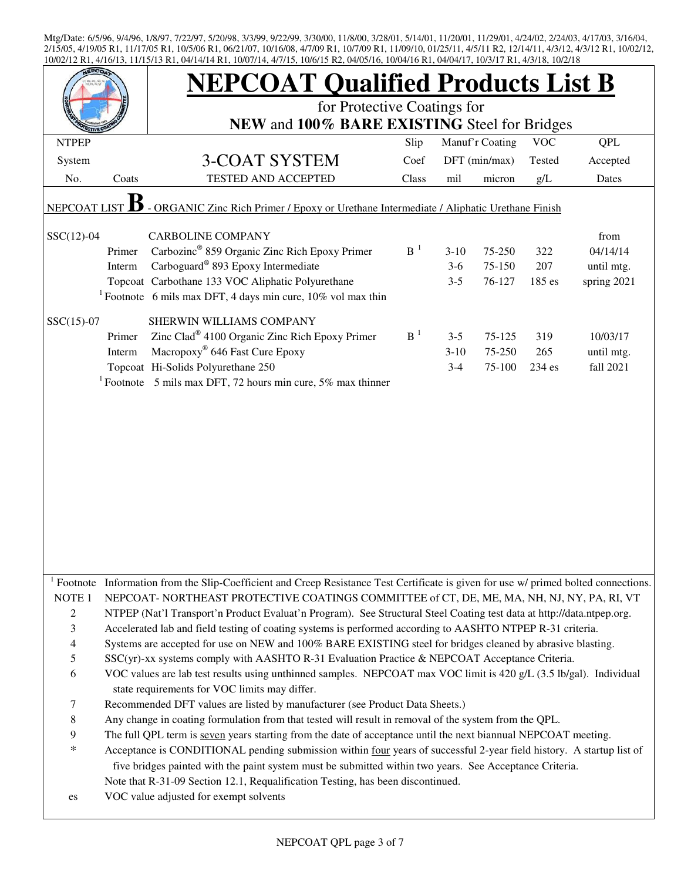Mtg/Date: 6/5/96, 9/4/96, 1/8/97, 7/22/97, 5/20/98, 3/3/99, 9/22/99, 3/30/00, 11/8/00, 3/28/01, 5/14/01, 11/20/01, 11/29/01, 4/24/02, 2/24/03, 4/17/03, 3/16/04, 2/15/05, 4/19/05 R1, 11/17/05 R1, 10/5/06 R1, 06/21/07, 10/16/08, 4/7/09 R1, 10/7/09 R1, 11/09/10, 01/25/11, 4/5/11 R2, 12/14/11, 4/3/12, 4/3/12 R1, 10/02/12, 10/02/12 R1, 4/16/13, 11/15/13 R1, 04/14/14 R1, 10/07/14, 4/7/15, 10/6/15 R2, 04/05/16, 10/04/16 R1, 04/04/17, 10/3/17 R1, 4/3/18, 10/2/18

# NEPCOAT Qualified Products List B

for Protective Coatings for
**NEW** and **100% BARE EXISTING** Steel for Bridges

| NTPEP System No. | Coats | 3-COAT SYSTEM TESTED AND ACCEPTED | Slip Coef Class | Manuf'r Coating DFT (min/max) mil | micron | VOC Tested g/L | QPL Accepted Dates |
|---|---|---|---|---|---|---|---|
| NEPCOAT LIST **B** - ORGANIC Zinc Rich Primer / Epoxy or Urethane Intermediate / Aliphatic Urethane Finish | | | | | | | |
| SSC(12)-04 | | CARBOLINE COMPANY | | | | | from |
| | Primer | Carbozinc® 859 Organic Zinc Rich Epoxy Primer | B [1] | 3-10 | 75-250 | 322 | 04/14/14 |
| | Interm | Carboguard® 893 Epoxy Intermediate | | 3-6 | 75-150 | 207 | until mtg. |
| | Topcoat | Carbothane 133 VOC Aliphatic Polyurethane | | 3-5 | 76-127 | 185 es | spring 2021 |
| | [1] Footnote | 6 mils max DFT, 4 days min cure, 10% vol max thin | | | | | |
| SSC(15)-07 | | SHERWIN WILLIAMS COMPANY | | | | | |
| | Primer | Zinc Clad® 4100 Organic Zinc Rich Epoxy Primer | B [1] | 3-5 | 75-125 | 319 | 10/03/17 |
| | Interm | Macropoxy® 646 Fast Cure Epoxy | | 3-10 | 75-250 | 265 | until mtg. |
| | Topcoat | Hi-Solids Polyurethane 250 | | 3-4 | 75-100 | 234 es | fall 2021 |
| | [1] Footnote | 5 mils max DFT, 72 hours min cure, 5% max thinner | | | | | |

[1] Footnote Information from the Slip-Coefficient and Creep Resistance Test Certificate is given for use w/ primed bolted connections.

NOTE 1 NEPCOAT- NORTHEAST PROTECTIVE COATINGS COMMITTEE of CT, DE, ME, MA, NH, NJ, NY, PA, RI, VT

2 NTPEP (Nat'l Transport'n Product Evaluat'n Program). See Structural Steel Coating test data at http://data.ntpep.org.

3 Accelerated lab and field testing of coating systems is performed according to AASHTO NTPEP R-31 criteria.

4 Systems are accepted for use on NEW and 100% BARE EXISTING steel for bridges cleaned by abrasive blasting.

5 SSC(yr)-xx systems comply with AASHTO R-31 Evaluation Practice & NEPCOAT Acceptance Criteria.

6 VOC values are lab test results using unthinned samples. NEPCOAT max VOC limit is 420 g/L (3.5 lb/gal). Individual state requirements for VOC limits may differ.

7 Recommended DFT values are listed by manufacturer (see Product Data Sheets.)

8 Any change in coating formulation from that tested will result in removal of the system from the QPL.

9 The full QPL term is seven years starting from the date of acceptance until the next biannual NEPCOAT meeting.

\* Acceptance is CONDITIONAL pending submission within four years of successful 2-year field history. A startup list of five bridges painted with the paint system must be submitted within two years. See Acceptance Criteria.

Note that R-31-09 Section 12.1, Requalification Testing, has been discontinued.

es VOC value adjusted for exempt solvents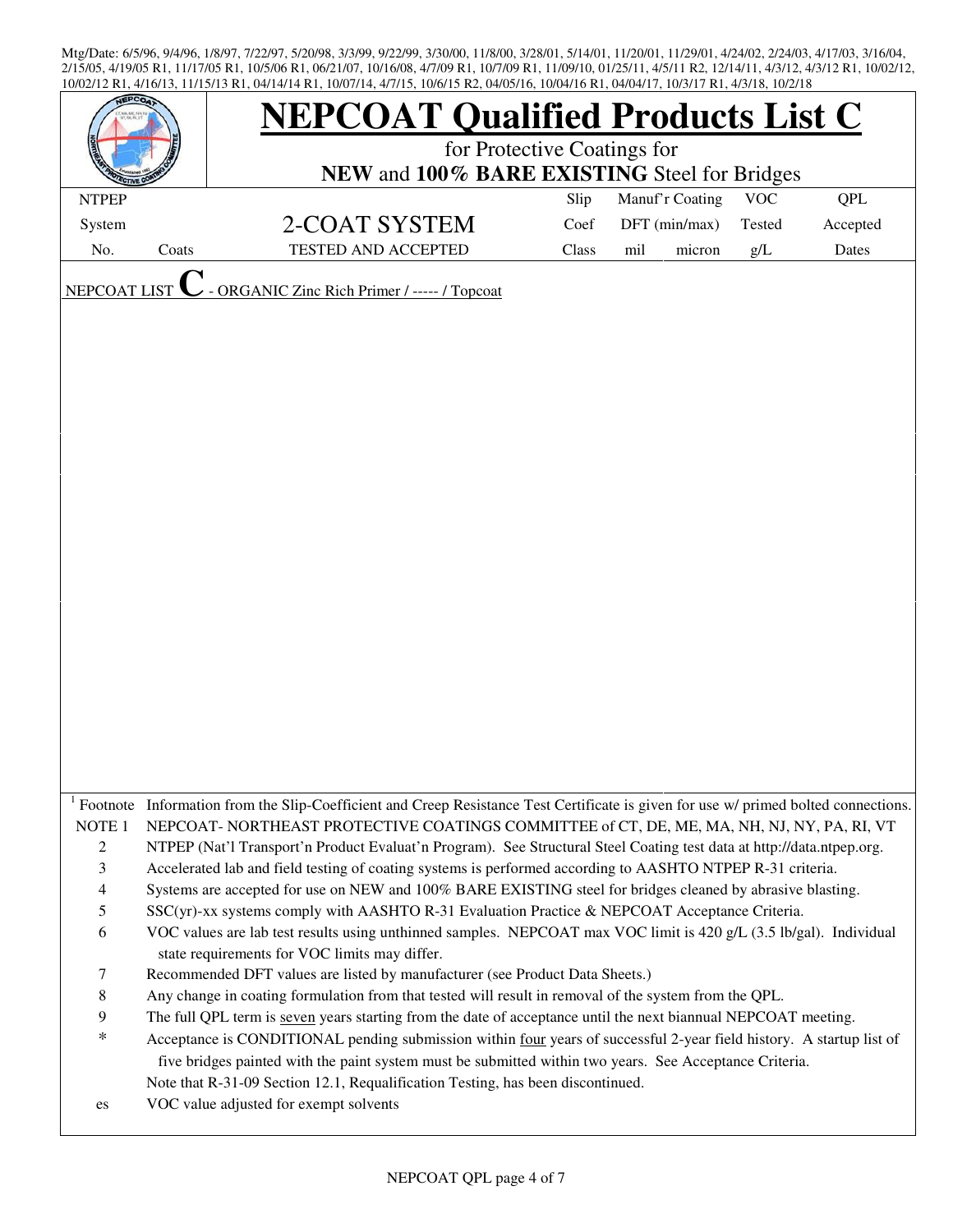Mtg/Date: 6/5/96, 9/4/96, 1/8/97, 7/22/97, 5/20/98, 3/3/99, 9/22/99, 3/30/00, 11/8/00, 3/28/01, 5/14/01, 11/20/01, 11/29/01, 4/24/02, 2/24/03, 4/17/03, 3/16/04, 2/15/05, 4/19/05 R1, 11/17/05 R1, 10/5/06 R1, 06/21/07, 10/16/08, 4/7/09 R1, 10/7/09 R1, 11/09/10, 01/25/11, 4/5/11 R2, 12/14/11, 4/3/12, 4/3/12 R1, 10/02/12, 10/02/12 R1, 4/16/13, 11/15/13 R1, 04/14/14 R1, 10/07/14, 4/7/15, 10/6/15 R2, 04/05/16, 10/04/16 R1, 04/04/17, 10/3/17 R1, 4/3/18, 10/2/18

# NEPCOAT Qualified Products List C

for Protective Coatings for
**NEW** and **100% BARE EXISTING** Steel for Bridges

| NTPEP System No. | Coats | 2-COAT SYSTEM TESTED AND ACCEPTED | Slip Coef Class | Manuf'r Coating DFT (min/max) mil | micron | VOC Tested g/L | QPL Accepted Dates |
|---|---|---|---|---|---|---|---|

NEPCOAT LIST **C** - ORGANIC Zinc Rich Primer / ----- / Topcoat

[1] Footnote Information from the Slip-Coefficient and Creep Resistance Test Certificate is given for use w/ primed bolted connections.

NOTE 1 NEPCOAT- NORTHEAST PROTECTIVE COATINGS COMMITTEE of CT, DE, ME, MA, NH, NJ, NY, PA, RI, VT

2 NTPEP (Nat'l Transport'n Product Evaluat'n Program). See Structural Steel Coating test data at http://data.ntpep.org.

3 Accelerated lab and field testing of coating systems is performed according to AASHTO NTPEP R-31 criteria.

4 Systems are accepted for use on NEW and 100% BARE EXISTING steel for bridges cleaned by abrasive blasting.

5 SSC(yr)-xx systems comply with AASHTO R-31 Evaluation Practice & NEPCOAT Acceptance Criteria.

6 VOC values are lab test results using unthinned samples. NEPCOAT max VOC limit is 420 g/L (3.5 lb/gal). Individual state requirements for VOC limits may differ.

7 Recommended DFT values are listed by manufacturer (see Product Data Sheets.)

8 Any change in coating formulation from that tested will result in removal of the system from the QPL.

9 The full QPL term is seven years starting from the date of acceptance until the next biannual NEPCOAT meeting.

\* Acceptance is CONDITIONAL pending submission within four years of successful 2-year field history. A startup list of five bridges painted with the paint system must be submitted within two years. See Acceptance Criteria.

Note that R-31-09 Section 12.1, Requalification Testing, has been discontinued.

es VOC value adjusted for exempt solvents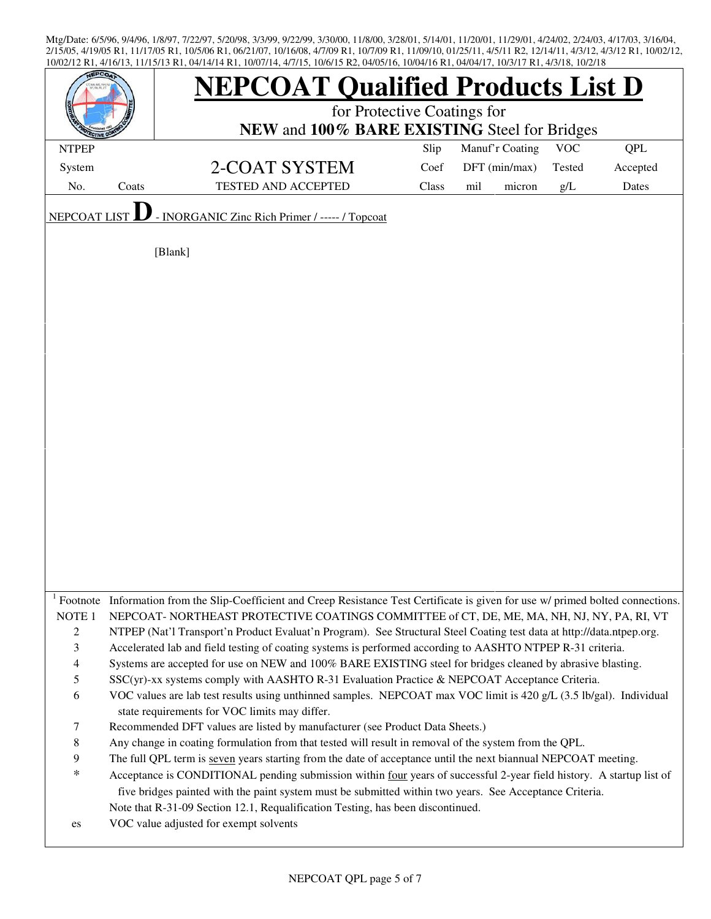Mtg/Date: 6/5/96, 9/4/96, 1/8/97, 7/22/97, 5/20/98, 3/3/99, 9/22/99, 3/30/00, 11/8/00, 3/28/01, 5/14/01, 11/20/01, 11/29/01, 4/24/02, 2/24/03, 4/17/03, 3/16/04, 2/15/05, 4/19/05 R1, 11/17/05 R1, 10/5/06 R1, 06/21/07, 10/16/08, 4/7/09 R1, 10/7/09 R1, 11/09/10, 01/25/11, 4/5/11 R2, 12/14/11, 4/3/12, 4/3/12 R1, 10/02/12, 10/02/12 R1, 4/16/13, 11/15/13 R1, 04/14/14 R1, 10/07/14, 4/7/15, 10/6/15 R2, 04/05/16, 10/04/16 R1, 04/04/17, 10/3/17 R1, 4/3/18, 10/2/18

# NEPCOAT Qualified Products List D

for Protective Coatings for

**NEW** and **100% BARE EXISTING** Steel for Bridges

| NTPEP System No. | Coats | 2-COAT SYSTEM TESTED AND ACCEPTED | Slip Coef Class | Manuf'r Coating DFT (min/max) mil | micron | VOC Tested g/L | QPL Accepted Dates |
|---|---|---|---|---|---|---|---|

NEPCOAT LIST **D** - INORGANIC Zinc Rich Primer / ----- / Topcoat

[Blank]

| | |
|---|---|
| [1] Footnote | Information from the Slip-Coefficient and Creep Resistance Test Certificate is given for use w/ primed bolted connections. |
| NOTE 1 | NEPCOAT- NORTHEAST PROTECTIVE COATINGS COMMITTEE of CT, DE, ME, MA, NH, NJ, NY, PA, RI, VT |
| 2 | NTPEP (Nat'l Transport'n Product Evaluat'n Program). See Structural Steel Coating test data at http://data.ntpep.org. |
| 3 | Accelerated lab and field testing of coating systems is performed according to AASHTO NTPEP R-31 criteria. |
| 4 | Systems are accepted for use on NEW and 100% BARE EXISTING steel for bridges cleaned by abrasive blasting. |
| 5 | SSC(yr)-xx systems comply with AASHTO R-31 Evaluation Practice & NEPCOAT Acceptance Criteria. |
| 6 | VOC values are lab test results using unthinned samples. NEPCOAT max VOC limit is 420 g/L (3.5 lb/gal). Individual state requirements for VOC limits may differ. |
| 7 | Recommended DFT values are listed by manufacturer (see Product Data Sheets.) |
| 8 | Any change in coating formulation from that tested will result in removal of the system from the QPL. |
| 9 | The full QPL term is seven years starting from the date of acceptance until the next biannual NEPCOAT meeting. |
| * | Acceptance is CONDITIONAL pending submission within four years of successful 2-year field history. A startup list of five bridges painted with the paint system must be submitted within two years. See Acceptance Criteria. |
| | Note that R-31-09 Section 12.1, Requalification Testing, has been discontinued. |
| es | VOC value adjusted for exempt solvents |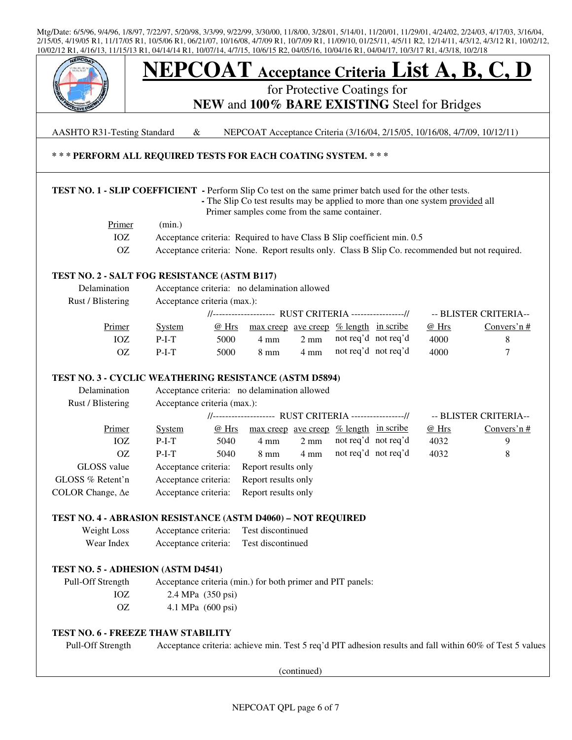Mtg/Date: 6/5/96, 9/4/96, 1/8/97, 7/22/97, 5/20/98, 3/3/99, 9/22/99, 3/30/00, 11/8/00, 3/28/01, 5/14/01, 11/20/01, 11/29/01, 4/24/02, 2/24/03, 4/17/03, 3/16/04, 2/15/05, 4/19/05 R1, 11/17/05 R1, 10/5/06 R1, 06/21/07, 10/16/08, 4/7/09 R1, 10/7/09 R1, 11/09/10, 01/25/11, 4/5/11 R2, 12/14/11, 4/3/12, 4/3/12 R1, 10/02/12, 10/02/12 R1, 4/16/13, 11/15/13 R1, 04/14/14 R1, 10/07/14, 4/7/15, 10/6/15 R2, 04/05/16, 10/04/16 R1, 04/04/17, 10/3/17 R1, 4/3/18, 10/2/18

# NEPCOAT Acceptance Criteria List A, B, C, D

for Protective Coatings for
**NEW** and **100% BARE EXISTING** Steel for Bridges

AASHTO R31-Testing Standard & NEPCOAT Acceptance Criteria (3/16/04, 2/15/05, 10/16/08, 4/7/09, 10/12/11)

**\* \* \* PERFORM ALL REQUIRED TESTS FOR EACH COATING SYSTEM. \* \* \***

### TEST NO. 1 - SLIP COEFFICIENT

- Perform Slip Co test on the same primer batch used for the other tests.
- The Slip Co test results may be applied to more than one system provided all Primer samples come from the same container.

| Primer | (min.) |
|---|---|
| IOZ | Acceptance criteria: Required to have Class B Slip coefficient min. 0.5 |
| OZ | Acceptance criteria: None. Report results only. Class B Slip Co. recommended but not required. |

### TEST NO. 2 - SALT FOG RESISTANCE (ASTM B117)

Delamination — Acceptance criteria: no delamination allowed

Rust / Blistering — Acceptance criteria (max.):

| Primer | System | RUST CRITERIA @ Hrs | max creep | ave creep | % length | in scribe | BLISTER CRITERIA @ Hrs | Convers'n # |
|---|---|---|---|---|---|---|---|---|
| IOZ | P-I-T | 5000 | 4 mm | 2 mm | not req'd | not req'd | 4000 | 8 |
| OZ | P-I-T | 5000 | 8 mm | 4 mm | not req'd | not req'd | 4000 | 7 |

### TEST NO. 3 - CYCLIC WEATHERING RESISTANCE (ASTM D5894)

Delamination — Acceptance criteria: no delamination allowed

Rust / Blistering — Acceptance criteria (max.):

| Primer | System | RUST CRITERIA @ Hrs | max creep | ave creep | % length | in scribe | BLISTER CRITERIA @ Hrs | Convers'n # |
|---|---|---|---|---|---|---|---|---|
| IOZ | P-I-T | 5040 | 4 mm | 2 mm | not req'd | not req'd | 4032 | 9 |
| OZ | P-I-T | 5040 | 8 mm | 4 mm | not req'd | not req'd | 4032 | 8 |

| | |
|---|---|
| GLOSS value | Acceptance criteria: Report results only |
| GLOSS % Retent'n | Acceptance criteria: Report results only |
| COLOR Change, Δe | Acceptance criteria: Report results only |

### TEST NO. 4 - ABRASION RESISTANCE (ASTM D4060) – NOT REQUIRED

| | |
|---|---|
| Weight Loss | Acceptance criteria: Test discontinued |
| Wear Index | Acceptance criteria: Test discontinued |

### TEST NO. 5 - ADHESION (ASTM D4541)

Pull-Off Strength — Acceptance criteria (min.) for both primer and PIT panels:

| | |
|---|---|
| IOZ | 2.4 MPa (350 psi) |
| OZ | 4.1 MPa (600 psi) |

### TEST NO. 6 - FREEZE THAW STABILITY

Pull-Off Strength — Acceptance criteria: achieve min. Test 5 req'd PIT adhesion results and fall within 60% of Test 5 values

(continued)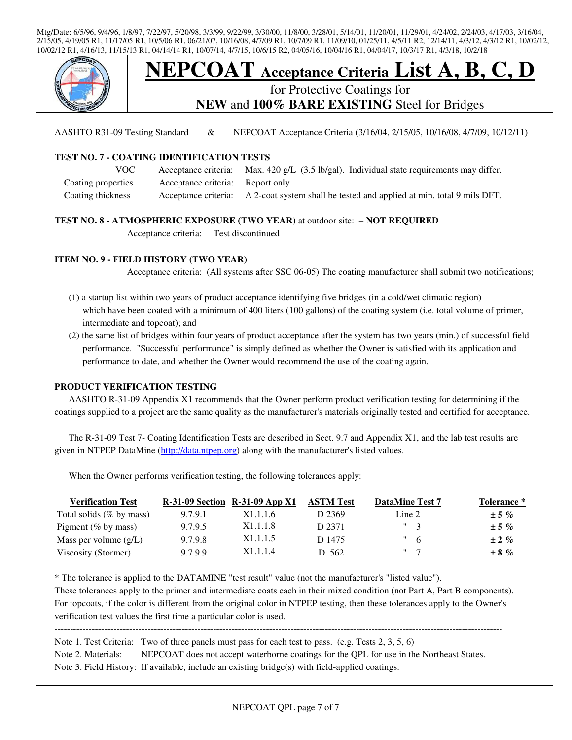Mtg/Date: 6/5/96, 9/4/96, 1/8/97, 7/22/97, 5/20/98, 3/3/99, 9/22/99, 3/30/00, 11/8/00, 3/28/01, 5/14/01, 11/20/01, 11/29/01, 4/24/02, 2/24/03, 4/17/03, 3/16/04, 2/15/05, 4/19/05 R1, 11/17/05 R1, 10/5/06 R1, 06/21/07, 10/16/08, 4/7/09 R1, 10/7/09 R1, 11/09/10, 01/25/11, 4/5/11 R2, 12/14/11, 4/3/12, 4/3/12 R1, 10/02/12, 10/02/12 R1, 4/16/13, 11/15/13 R1, 04/14/14 R1, 10/07/14, 4/7/15, 10/6/15 R2, 04/05/16, 10/04/16 R1, 04/04/17, 10/3/17 R1, 4/3/18, 10/2/18

# NEPCOAT Acceptance Criteria List A, B, C, D

for Protective Coatings for
**NEW** and **100% BARE EXISTING** Steel for Bridges

AASHTO R31-09 Testing Standard & NEPCOAT Acceptance Criteria (3/16/04, 2/15/05, 10/16/08, 4/7/09, 10/12/11)

**TEST NO. 7 - COATING IDENTIFICATION TESTS**

| | | |
|---|---|---|
| VOC | Acceptance criteria: | Max. 420 g/L (3.5 lb/gal). Individual state requirements may differ. |
| Coating properties | Acceptance criteria: | Report only |
| Coating thickness | Acceptance criteria: | A 2-coat system shall be tested and applied at min. total 9 mils DFT. |

**TEST NO. 8 - ATMOSPHERIC EXPOSURE (TWO YEAR)** at outdoor site: – **NOT REQUIRED**

Acceptance criteria: Test discontinued

**ITEM NO. 9 - FIELD HISTORY (TWO YEAR)**

Acceptance criteria: (All systems after SSC 06-05) The coating manufacturer shall submit two notifications;

(1) a startup list within two years of product acceptance identifying five bridges (in a cold/wet climatic region) which have been coated with a minimum of 400 liters (100 gallons) of the coating system (i.e. total volume of primer, intermediate and topcoat); and

(2) the same list of bridges within four years of product acceptance after the system has two years (min.) of successful field performance. "Successful performance" is simply defined as whether the Owner is satisfied with its application and performance to date, and whether the Owner would recommend the use of the coating again.

**PRODUCT VERIFICATION TESTING**

AASHTO R-31-09 Appendix X1 recommends that the Owner perform product verification testing for determining if the coatings supplied to a project are the same quality as the manufacturer's materials originally tested and certified for acceptance.

The R-31-09 Test 7- Coating Identification Tests are described in Sect. 9.7 and Appendix X1, and the lab test results are given in NTPEP DataMine (http://data.ntpep.org) along with the manufacturer's listed values.

When the Owner performs verification testing, the following tolerances apply:

| Verification Test | R-31-09 Section | R-31-09 App X1 | ASTM Test | DataMine Test 7 | Tolerance * |
|---|---|---|---|---|---|
| Total solids (% by mass) | 9.7.9.1 | X1.1.1.6 | D 2369 | Line 2 | **± 5 %** |
| Pigment (% by mass) | 9.7.9.5 | X1.1.1.8 | D 2371 | " 3 | **± 5 %** |
| Mass per volume (g/L) | 9.7.9.8 | X1.1.1.5 | D 1475 | " 6 | **± 2 %** |
| Viscosity (Stormer) | 9.7.9.9 | X1.1.1.4 | D 562 | " 7 | **± 8 %** |

* The tolerance is applied to the DATAMINE "test result" value (not the manufacturer's "listed value").
These tolerances apply to the primer and intermediate coats each in their mixed condition (not Part A, Part B components).
For topcoats, if the color is different from the original color in NTPEP testing, then these tolerances apply to the Owner's verification test values the first time a particular color is used.

---

Note 1. Test Criteria: Two of three panels must pass for each test to pass. (e.g. Tests 2, 3, 5, 6)
Note 2. Materials: NEPCOAT does not accept waterborne coatings for the QPL for use in the Northeast States.
Note 3. Field History: If available, include an existing bridge(s) with field-applied coatings.